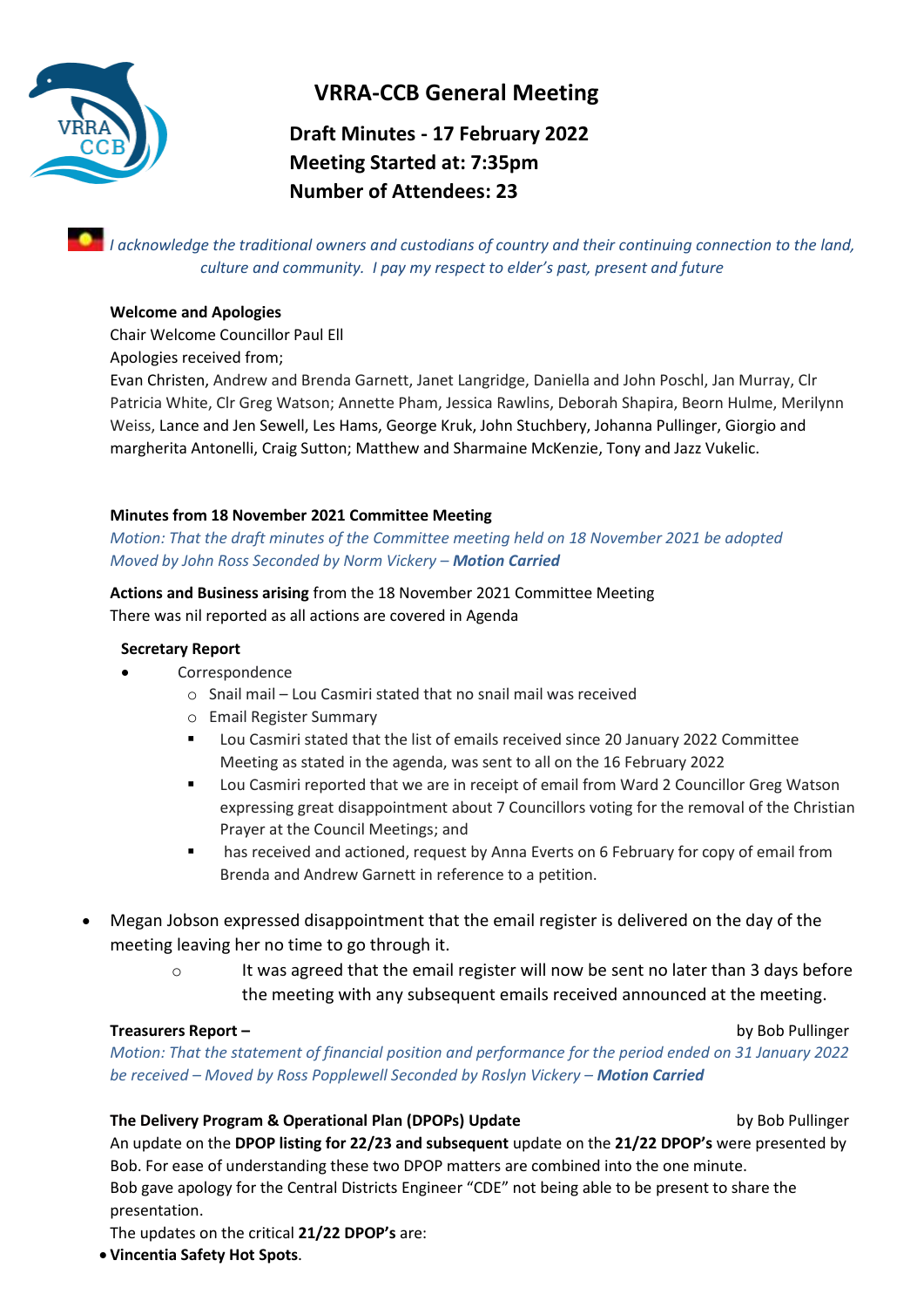# VRRA-CCB General Meeting

**Draft Minutes - 17 February 2022**
**Meeting Started at: 7:35pm**
**Number of Attendees: 23**

*I acknowledge the traditional owners and custodians of country and their continuing connection to the land, culture and community. I pay my respect to elder's past, present and future*

**Welcome and Apologies**

Chair Welcome Councillor Paul Ell

Apologies received from;

Evan Christen, Andrew and Brenda Garnett, Janet Langridge, Daniella and John Poschl, Jan Murray, Clr Patricia White, Clr Greg Watson; Annette Pham, Jessica Rawlins, Deborah Shapira, Beorn Hulme, Merilynn Weiss, Lance and Jen Sewell, Les Hams, George Kruk, John Stuchbery, Johanna Pullinger, Giorgio and margherita Antonelli, Craig Sutton; Matthew and Sharmaine McKenzie, Tony and Jazz Vukelic.

**Minutes from 18 November 2021 Committee Meeting**

*Motion: That the draft minutes of the Committee meeting held on 18 November 2021 be adopted*
*Moved by John Ross Seconded by Norm Vickery – **Motion Carried***

**Actions and Business arising** from the 18 November 2021 Committee Meeting

There was nil reported as all actions are covered in Agenda

**Secretary Report**

- Correspondence
  - Snail mail – Lou Casmiri stated that no snail mail was received
  - Email Register Summary
    - Lou Casmiri stated that the list of emails received since 20 January 2022 Committee Meeting as stated in the agenda, was sent to all on the 16 February 2022
    - Lou Casmiri reported that we are in receipt of email from Ward 2 Councillor Greg Watson expressing great disappointment about 7 Councillors voting for the removal of the Christian Prayer at the Council Meetings; and
    - has received and actioned, request by Anna Everts on 6 February for copy of email from Brenda and Andrew Garnett in reference to a petition.

- Megan Jobson expressed disappointment that the email register is delivered on the day of the meeting leaving her no time to go through it.
  - It was agreed that the email register will now be sent no later than 3 days before the meeting with any subsequent emails received announced at the meeting.

**Treasurers Report –** by Bob Pullinger

*Motion: That the statement of financial position and performance for the period ended on 31 January 2022 be received – Moved by Ross Popplewell Seconded by Roslyn Vickery – **Motion Carried***

**The Delivery Program & Operational Plan (DPOPs) Update** by Bob Pullinger

An update on the **DPOP listing for 22/23 and subsequent** update on the **21/22 DPOP's** were presented by Bob. For ease of understanding these two DPOP matters are combined into the one minute.

Bob gave apology for the Central Districts Engineer "CDE" not being able to be present to share the presentation.

The updates on the critical **21/22 DPOP's** are:

- **Vincentia Safety Hot Spots**.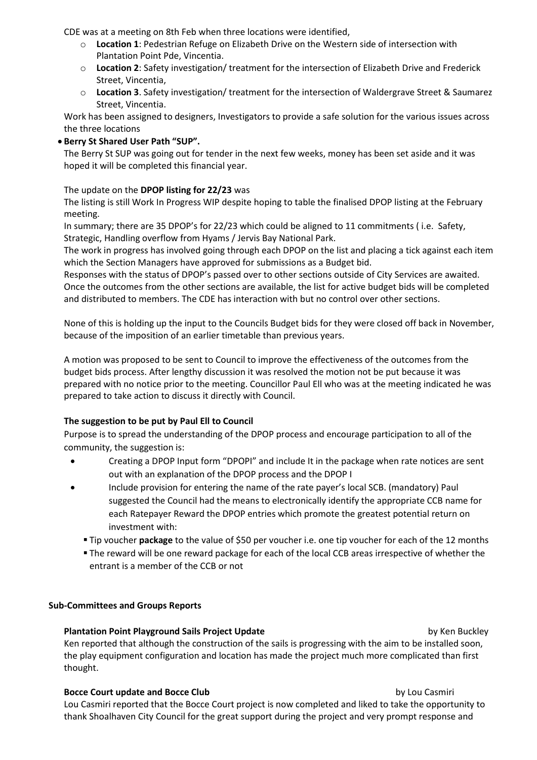CDE was at a meeting on 8th Feb when three locations were identified,

- **Location 1**: Pedestrian Refuge on Elizabeth Drive on the Western side of intersection with Plantation Point Pde, Vincentia.
- **Location 2**: Safety investigation/ treatment for the intersection of Elizabeth Drive and Frederick Street, Vincentia,
- **Location 3**. Safety investigation/ treatment for the intersection of Waldergrave Street & Saumarez Street, Vincentia.

Work has been assigned to designers, Investigators to provide a safe solution for the various issues across the three locations

- **Berry St Shared User Path "SUP".**

The Berry St SUP was going out for tender in the next few weeks, money has been set aside and it was hoped it will be completed this financial year.

The update on the **DPOP listing for 22/23** was

The listing is still Work In Progress WIP despite hoping to table the finalised DPOP listing at the February meeting.

In summary; there are 35 DPOP's for 22/23 which could be aligned to 11 commitments ( i.e. Safety, Strategic, Handling overflow from Hyams / Jervis Bay National Park.

The work in progress has involved going through each DPOP on the list and placing a tick against each item which the Section Managers have approved for submissions as a Budget bid.

Responses with the status of DPOP's passed over to other sections outside of City Services are awaited. Once the outcomes from the other sections are available, the list for active budget bids will be completed and distributed to members. The CDE has interaction with but no control over other sections.

None of this is holding up the input to the Councils Budget bids for they were closed off back in November, because of the imposition of an earlier timetable than previous years.

A motion was proposed to be sent to Council to improve the effectiveness of the outcomes from the budget bids process. After lengthy discussion it was resolved the motion not be put because it was prepared with no notice prior to the meeting. Councillor Paul Ell who was at the meeting indicated he was prepared to take action to discuss it directly with Council.

**The suggestion to be put by Paul Ell to Council**

Purpose is to spread the understanding of the DPOP process and encourage participation to all of the community, the suggestion is:

- Creating a DPOP Input form "DPOPI" and include It in the package when rate notices are sent out with an explanation of the DPOP process and the DPOP I
- Include provision for entering the name of the rate payer's local SCB. (mandatory) Paul suggested the Council had the means to electronically identify the appropriate CCB name for each Ratepayer Reward the DPOP entries which promote the greatest potential return on investment with:
  - Tip voucher **package** to the value of $50 per voucher i.e. one tip voucher for each of the 12 months
  - The reward will be one reward package for each of the local CCB areas irrespective of whether the entrant is a member of the CCB or not

## Sub-Committees and Groups Reports

**Plantation Point Playground Sails Project Update** by Ken Buckley

Ken reported that although the construction of the sails is progressing with the aim to be installed soon, the play equipment configuration and location has made the project much more complicated than first thought.

**Bocce Court update and Bocce Club** by Lou Casmiri

Lou Casmiri reported that the Bocce Court project is now completed and liked to take the opportunity to thank Shoalhaven City Council for the great support during the project and very prompt response and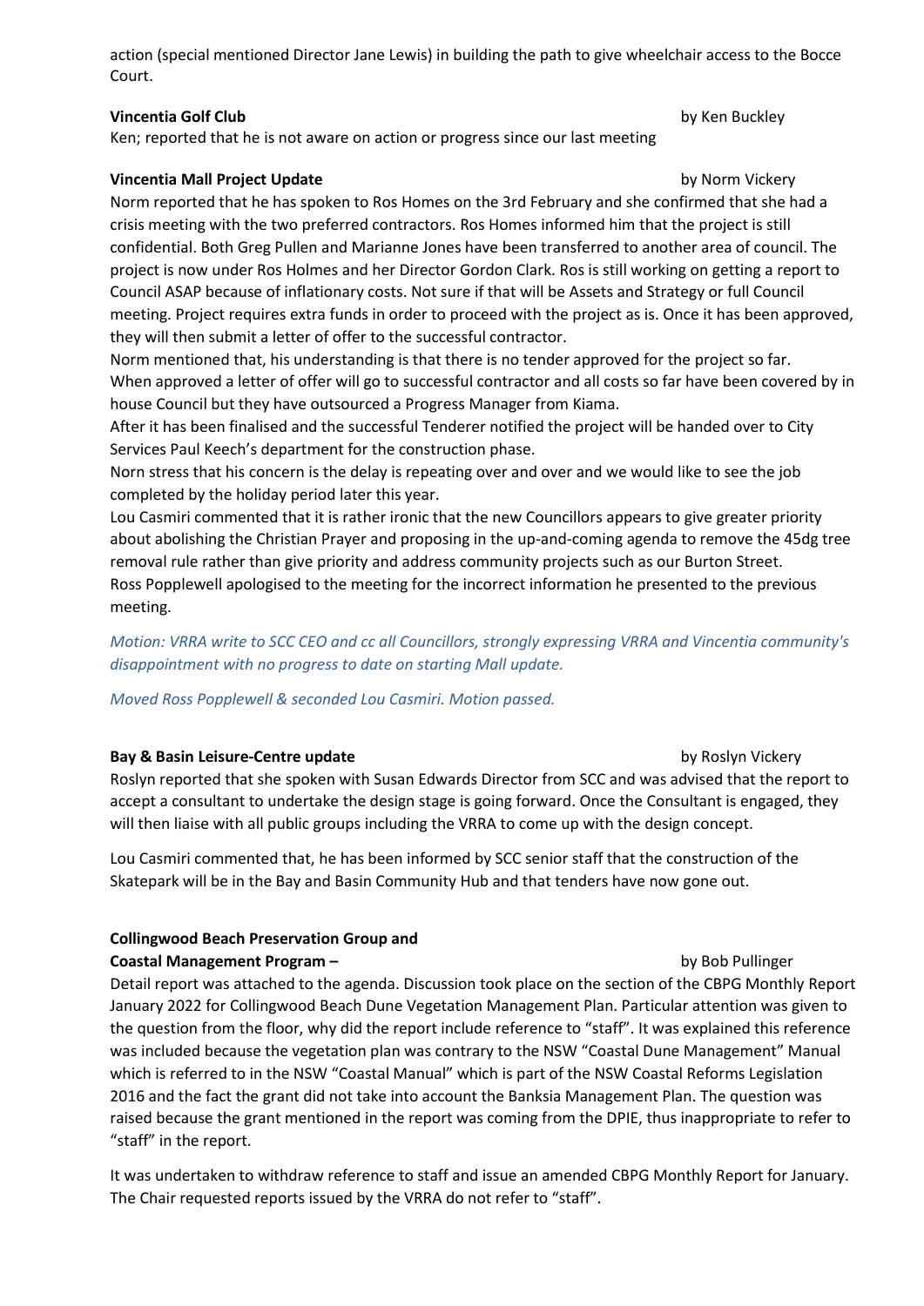action (special mentioned Director Jane Lewis) in building the path to give wheelchair access to the Bocce Court.

**Vincentia Golf Club** by Ken Buckley

Ken; reported that he is not aware on action or progress since our last meeting

**Vincentia Mall Project Update** by Norm Vickery

Norm reported that he has spoken to Ros Homes on the 3rd February and she confirmed that she had a crisis meeting with the two preferred contractors. Ros Homes informed him that the project is still confidential. Both Greg Pullen and Marianne Jones have been transferred to another area of council. The project is now under Ros Holmes and her Director Gordon Clark. Ros is still working on getting a report to Council ASAP because of inflationary costs. Not sure if that will be Assets and Strategy or full Council meeting. Project requires extra funds in order to proceed with the project as is. Once it has been approved, they will then submit a letter of offer to the successful contractor.

Norm mentioned that, his understanding is that there is no tender approved for the project so far. When approved a letter of offer will go to successful contractor and all costs so far have been covered by in house Council but they have outsourced a Progress Manager from Kiama.

After it has been finalised and the successful Tenderer notified the project will be handed over to City Services Paul Keech's department for the construction phase.

Norn stress that his concern is the delay is repeating over and over and we would like to see the job completed by the holiday period later this year.

Lou Casmiri commented that it is rather ironic that the new Councillors appears to give greater priority about abolishing the Christian Prayer and proposing in the up-and-coming agenda to remove the 45dg tree removal rule rather than give priority and address community projects such as our Burton Street.

Ross Popplewell apologised to the meeting for the incorrect information he presented to the previous meeting.

*Motion: VRRA write to SCC CEO and cc all Councillors, strongly expressing VRRA and Vincentia community's disappointment with no progress to date on starting Mall update.*

*Moved Ross Popplewell & seconded Lou Casmiri. Motion passed.*

**Bay & Basin Leisure-Centre update** by Roslyn Vickery

Roslyn reported that she spoken with Susan Edwards Director from SCC and was advised that the report to accept a consultant to undertake the design stage is going forward. Once the Consultant is engaged, they will then liaise with all public groups including the VRRA to come up with the design concept.

Lou Casmiri commented that, he has been informed by SCC senior staff that the construction of the Skatepark will be in the Bay and Basin Community Hub and that tenders have now gone out.

**Collingwood Beach Preservation Group and**
**Coastal Management Program –** by Bob Pullinger

Detail report was attached to the agenda. Discussion took place on the section of the CBPG Monthly Report January 2022 for Collingwood Beach Dune Vegetation Management Plan. Particular attention was given to the question from the floor, why did the report include reference to "staff". It was explained this reference was included because the vegetation plan was contrary to the NSW "Coastal Dune Management" Manual which is referred to in the NSW "Coastal Manual" which is part of the NSW Coastal Reforms Legislation 2016 and the fact the grant did not take into account the Banksia Management Plan. The question was raised because the grant mentioned in the report was coming from the DPIE, thus inappropriate to refer to "staff" in the report.

It was undertaken to withdraw reference to staff and issue an amended CBPG Monthly Report for January. The Chair requested reports issued by the VRRA do not refer to "staff".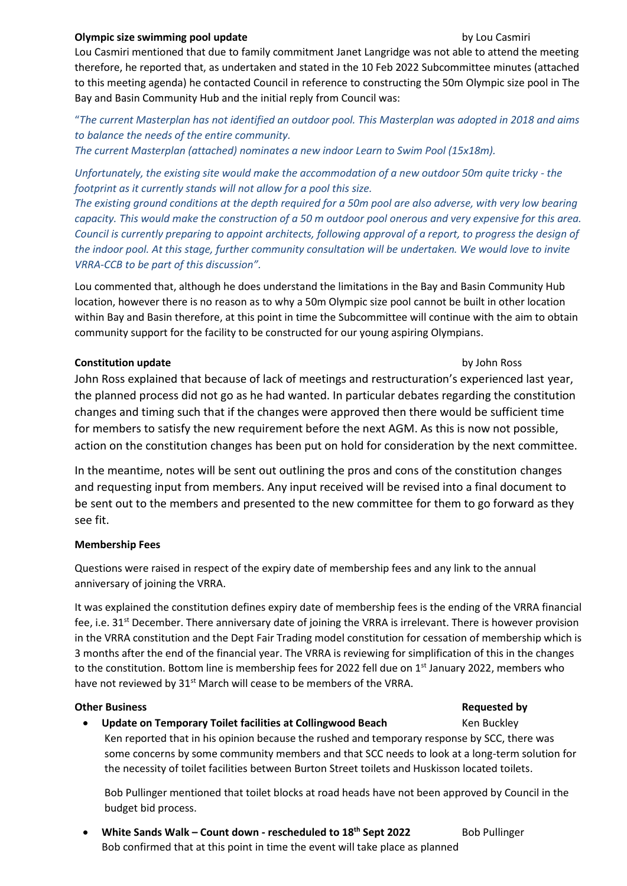**Olympic size swimming pool update** by Lou Casmiri

Lou Casmiri mentioned that due to family commitment Janet Langridge was not able to attend the meeting therefore, he reported that, as undertaken and stated in the 10 Feb 2022 Subcommittee minutes (attached to this meeting agenda) he contacted Council in reference to constructing the 50m Olympic size pool in The Bay and Basin Community Hub and the initial reply from Council was:

"*The current Masterplan has not identified an outdoor pool. This Masterplan was adopted in 2018 and aims to balance the needs of the entire community.*
*The current Masterplan (attached) nominates a new indoor Learn to Swim Pool (15x18m).*

*Unfortunately, the existing site would make the accommodation of a new outdoor 50m quite tricky - the footprint as it currently stands will not allow for a pool this size.*
*The existing ground conditions at the depth required for a 50m pool are also adverse, with very low bearing capacity. This would make the construction of a 50 m outdoor pool onerous and very expensive for this area. Council is currently preparing to appoint architects, following approval of a report, to progress the design of the indoor pool. At this stage, further community consultation will be undertaken. We would love to invite VRRA-CCB to be part of this discussion".*

Lou commented that, although he does understand the limitations in the Bay and Basin Community Hub location, however there is no reason as to why a 50m Olympic size pool cannot be built in other location within Bay and Basin therefore, at this point in time the Subcommittee will continue with the aim to obtain community support for the facility to be constructed for our young aspiring Olympians.

**Constitution update** by John Ross

John Ross explained that because of lack of meetings and restructuration's experienced last year, the planned process did not go as he had wanted. In particular debates regarding the constitution changes and timing such that if the changes were approved then there would be sufficient time for members to satisfy the new requirement before the next AGM. As this is now not possible, action on the constitution changes has been put on hold for consideration by the next committee.

In the meantime, notes will be sent out outlining the pros and cons of the constitution changes and requesting input from members. Any input received will be revised into a final document to be sent out to the members and presented to the new committee for them to go forward as they see fit.

**Membership Fees**

Questions were raised in respect of the expiry date of membership fees and any link to the annual anniversary of joining the VRRA.

It was explained the constitution defines expiry date of membership fees is the ending of the VRRA financial fee, i.e. 31st December. There anniversary date of joining the VRRA is irrelevant. There is however provision in the VRRA constitution and the Dept Fair Trading model constitution for cessation of membership which is 3 months after the end of the financial year. The VRRA is reviewing for simplification of this in the changes to the constitution. Bottom line is membership fees for 2022 fell due on 1st January 2022, members who have not reviewed by 31st March will cease to be members of the VRRA.

**Other Business** **Requested by**

- **Update on Temporary Toilet facilities at Collingwood Beach** Ken Buckley

  Ken reported that in his opinion because the rushed and temporary response by SCC, there was some concerns by some community members and that SCC needs to look at a long-term solution for the necessity of toilet facilities between Burton Street toilets and Huskisson located toilets.

  Bob Pullinger mentioned that toilet blocks at road heads have not been approved by Council in the budget bid process.

- **White Sands Walk – Count down - rescheduled to 18th Sept 2022** Bob Pullinger

  Bob confirmed that at this point in time the event will take place as planned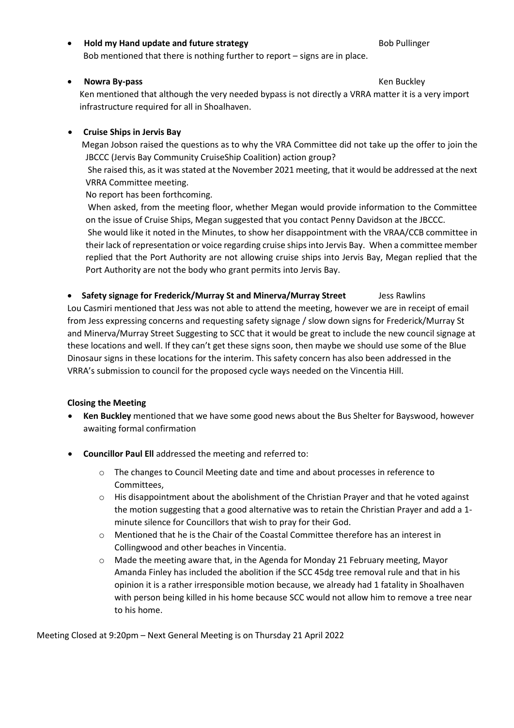- **Hold my Hand update and future strategy** Bob Pullinger

  Bob mentioned that there is nothing further to report – signs are in place.

- **Nowra By-pass** Ken Buckley

  Ken mentioned that although the very needed bypass is not directly a VRRA matter it is a very import infrastructure required for all in Shoalhaven.

- **Cruise Ships in Jervis Bay**

  Megan Jobson raised the questions as to why the VRA Committee did not take up the offer to join the JBCCC (Jervis Bay Community CruiseShip Coalition) action group?

  She raised this, as it was stated at the November 2021 meeting, that it would be addressed at the next VRRA Committee meeting.

  No report has been forthcoming.

  When asked, from the meeting floor, whether Megan would provide information to the Committee on the issue of Cruise Ships, Megan suggested that you contact Penny Davidson at the JBCCC.

  She would like it noted in the Minutes, to show her disappointment with the VRAA/CCB committee in their lack of representation or voice regarding cruise ships into Jervis Bay. When a committee member replied that the Port Authority are not allowing cruise ships into Jervis Bay, Megan replied that the Port Authority are not the body who grant permits into Jervis Bay.

- **Safety signage for Frederick/Murray St and Minerva/Murray Street** Jess Rawlins

Lou Casmiri mentioned that Jess was not able to attend the meeting, however we are in receipt of email from Jess expressing concerns and requesting safety signage / slow down signs for Frederick/Murray St and Minerva/Murray Street Suggesting to SCC that it would be great to include the new council signage at these locations and well. If they can't get these signs soon, then maybe we should use some of the Blue Dinosaur signs in these locations for the interim. This safety concern has also been addressed in the VRRA's submission to council for the proposed cycle ways needed on the Vincentia Hill.

**Closing the Meeting**

- **Ken Buckley** mentioned that we have some good news about the Bus Shelter for Bayswood, however awaiting formal confirmation

- **Councillor Paul Ell** addressed the meeting and referred to:
  - The changes to Council Meeting date and time and about processes in reference to Committees,
  - His disappointment about the abolishment of the Christian Prayer and that he voted against the motion suggesting that a good alternative was to retain the Christian Prayer and add a 1-minute silence for Councillors that wish to pray for their God.
  - Mentioned that he is the Chair of the Coastal Committee therefore has an interest in Collingwood and other beaches in Vincentia.
  - Made the meeting aware that, in the Agenda for Monday 21 February meeting, Mayor Amanda Finley has included the abolition if the SCC 45dg tree removal rule and that in his opinion it is a rather irresponsible motion because, we already had 1 fatality in Shoalhaven with person being killed in his home because SCC would not allow him to remove a tree near to his home.

Meeting Closed at 9:20pm – Next General Meeting is on Thursday 21 April 2022